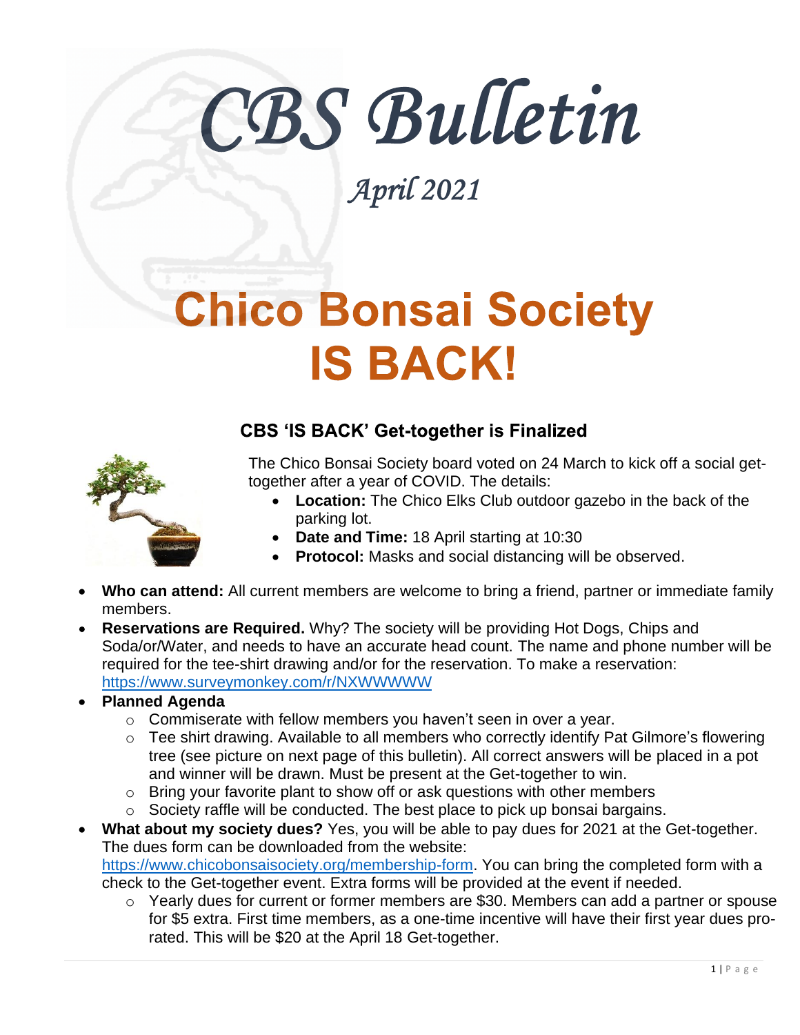# CBS Bulletin

*April 2021*

# Chico Bonsai Society IS BACK!

## CBS 'IS BACK' Get-together is Finalized

The Chico Bonsai Society board voted on 24 March to kick off a social get-together after a year of COVID. The details:

- **Location:** The Chico Elks Club outdoor gazebo in the back of the parking lot.
- **Date and Time:** 18 April starting at 10:30
- **Protocol:** Masks and social distancing will be observed.
- **Who can attend:** All current members are welcome to bring a friend, partner or immediate family members.
- **Reservations are Required.** Why? The society will be providing Hot Dogs, Chips and Soda/or/Water, and needs to have an accurate head count. The name and phone number will be required for the tee-shirt drawing and/or for the reservation. To make a reservation: https://www.surveymonkey.com/r/NXWWWWW
- **Planned Agenda**
  - Commiserate with fellow members you haven't seen in over a year.
  - Tee shirt drawing. Available to all members who correctly identify Pat Gilmore's flowering tree (see picture on next page of this bulletin). All correct answers will be placed in a pot and winner will be drawn. Must be present at the Get-together to win.
  - Bring your favorite plant to show off or ask questions with other members
  - Society raffle will be conducted. The best place to pick up bonsai bargains.
- **What about my society dues?** Yes, you will be able to pay dues for 2021 at the Get-together. The dues form can be downloaded from the website: https://www.chicobonsaisociety.org/membership-form. You can bring the completed form with a check to the Get-together event. Extra forms will be provided at the event if needed.
  - Yearly dues for current or former members are $30. Members can add a partner or spouse for $5 extra. First time members, as a one-time incentive will have their first year dues pro-rated. This will be $20 at the April 18 Get-together.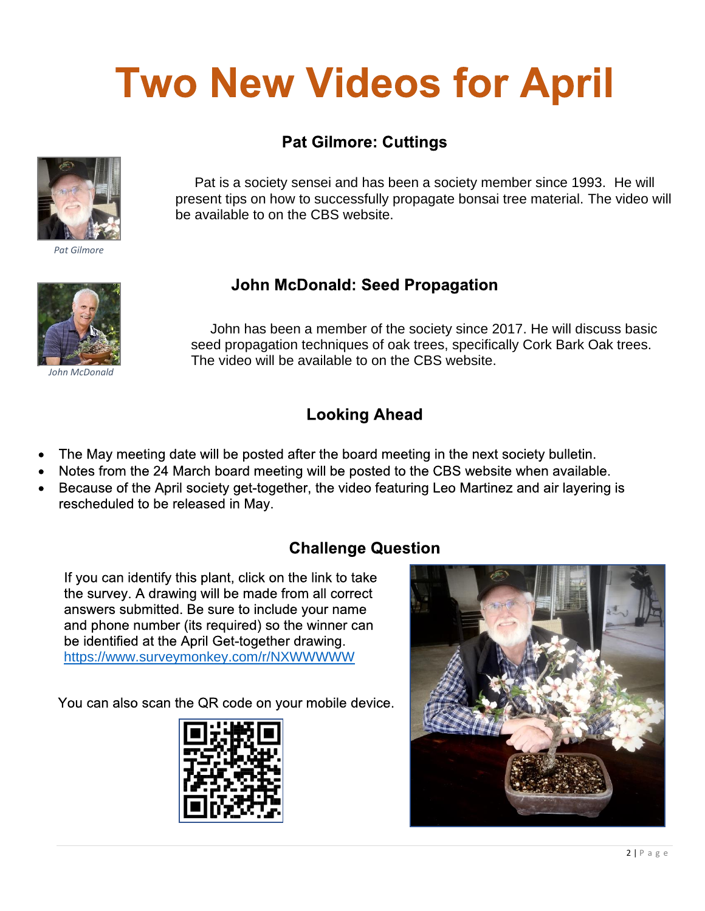# Two New Videos for April

## Pat Gilmore: Cuttings

*Pat Gilmore*

Pat is a society sensei and has been a society member since 1993. He will present tips on how to successfully propagate bonsai tree material. The video will be available to on the CBS website.

## John McDonald: Seed Propagation

*John McDonald*

John has been a member of the society since 2017. He will discuss basic seed propagation techniques of oak trees, specifically Cork Bark Oak trees. The video will be available to on the CBS website.

## Looking Ahead

- The May meeting date will be posted after the board meeting in the next society bulletin.
- Notes from the 24 March board meeting will be posted to the CBS website when available.
- Because of the April society get-together, the video featuring Leo Martinez and air layering is rescheduled to be released in May.

## Challenge Question

If you can identify this plant, click on the link to take the survey. A drawing will be made from all correct answers submitted. Be sure to include your name and phone number (its required) so the winner can be identified at the April Get-together drawing. https://www.surveymonkey.com/r/NXWWWWW

You can also scan the QR code on your mobile device.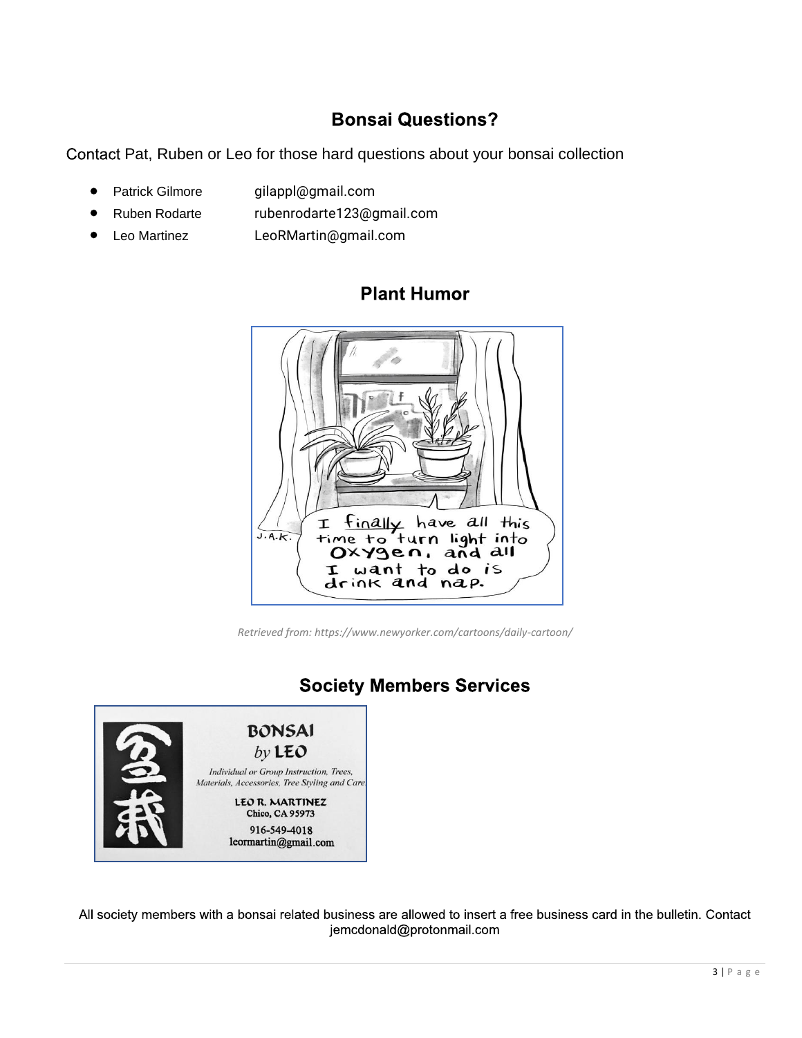## Bonsai Questions?

Contact Pat, Ruben or Leo for those hard questions about your bonsai collection

- Patrick Gilmore gilappl@gmail.com
- Ruben Rodarte rubenrodarte123@gmail.com
- Leo Martinez LeoRMartin@gmail.com

## Plant Humor

I *finally* have all this time to turn light into oxygen, and all I want to do is drink and nap.

J.A.K.

*Retrieved from: https://www.newyorker.com/cartoons/daily-cartoon/*

## Society Members Services

**BONSAI**
*by* **LEO**

*Individual or Group Instruction, Trees, Materials, Accessories, Tree Styling and Care*

**LEO R. MARTINEZ**
**Chico, CA 95973**

916-549-4018
leormartin@gmail.com

All society members with a bonsai related business are allowed to insert a free business card in the bulletin. Contact jemcdonald@protonmail.com